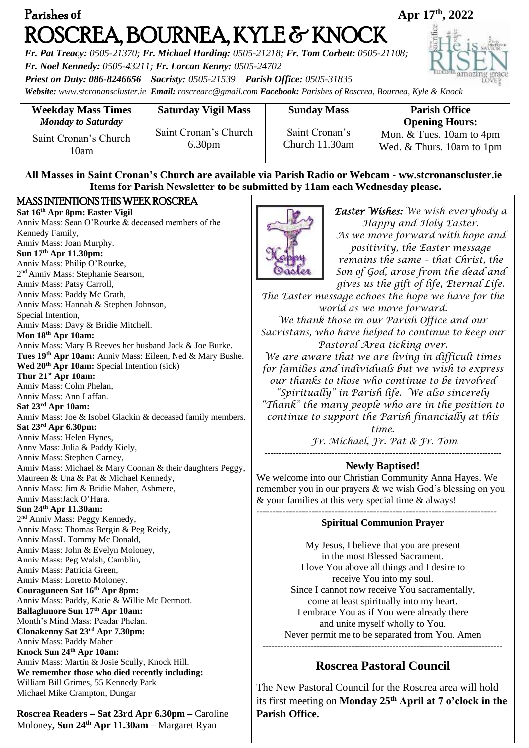# Parishes of ROSCREA, BOURNEA, KYLE & KNOCK

**Apr 17th, 2022**

*Fr. Pat Treacy: 0505-21370; Fr. Michael Harding: 0505-21218; Fr. Tom Corbett: 0505-21108; Fr. Noel Kennedy: 0505-43211; Fr. Lorcan Kenny: 0505-24702*

*Priest on Duty: 086-8246656   Sacristy: 0505-21539   Parish Office: 0505-31835*

*Website: www.stcronanscluster.ie  Email: roscrearc@gmail.com  Facebook: Parishes of Roscrea, Bournea, Kyle & Knock*

| Weekday Mass Times *Monday to Saturday* | Saturday Vigil Mass | Sunday Mass | Parish Office Opening Hours: |
|---|---|---|---|
| Saint Cronan's Church 10am | Saint Cronan's Church 6.30pm | Saint Cronan's Church 11.30am | Mon. & Tues. 10am to 4pm Wed. & Thurs. 10am to 1pm |

**All Masses in Saint Cronan's Church are available via Parish Radio or Webcam - ww.stcronanscluster.ie**
**Items for Parish Newsletter to be submitted by 11am each Wednesday please.**

## MASS INTENTIONS THIS WEEK ROSCREA

**Sat 16th Apr 8pm: Easter Vigil**
Anniv Mass: Sean O'Rourke & deceased members of the Kennedy Family,
Anniv Mass: Joan Murphy.

**Sun 17th Apr 11.30pm:**
Anniv Mass: Philip O'Rourke,
2nd Anniv Mass: Stephanie Searson,
Anniv Mass: Patsy Carroll,
Anniv Mass: Paddy Mc Grath,
Anniv Mass: Hannah & Stephen Johnson,
Special Intention,
Anniv Mass: Davy & Bridie Mitchell.

**Mon 18th Apr 10am:**
Anniv Mass: Mary B Reeves her husband Jack & Joe Burke.

**Tues 19th Apr 10am:** Anniv Mass: Eileen, Ned & Mary Bushe.

**Wed 20th Apr 10am:** Special Intention (sick)

**Thur 21st Apr 10am:**
Anniv Mass: Colm Phelan,
Anniv Mass: Ann Laffan.

**Sat 23rd Apr 10am:**
Anniv Mass: Joe & Isobel Glackin & deceased family members.

**Sat 23rd Apr 6.30pm:**
Anniv Mass: Helen Hynes,
Annv Mass: Julia & Paddy Kiely,
Anniv Mass: Stephen Carney,
Anniv Mass: Michael & Mary Coonan & their daughters Peggy, Maureen & Una & Pat & Michael Kennedy,
Anniv Mass: Jim & Bridie Maher, Ashmere,
Anniv Mass:Jack O'Hara.

**Sun 24th Apr 11.30am:**
2nd Anniv Mass: Peggy Kennedy,
Anniv Mass: Thomas Bergin & Peg Reidy,
Anniv MassL Tommy Mc Donald,
Anniv Mass: John & Evelyn Moloney,
Anniv Mass: Peg Walsh, Camblin,
Anniv Mass: Patricia Green,
Anniv Mass: Loretto Moloney.

**Couraguneen Sat 16th Apr 8pm:**
Anniv Mass: Paddy, Katie & Willie Mc Dermott.

**Ballaghmore Sun 17th Apr 10am:**
Month's Mind Mass: Peadar Phelan.

**Clonakenny Sat 23rd Apr 7.30pm:**
Anniv Mass: Paddy Maher

**Knock Sun 24th Apr 10am:**
Anniv Mass: Martin & Josie Scully, Knock Hill.

**We remember those who died recently including:**
William Bill Grimes, 55 Kennedy Park
Michael Mike Crampton, Dungar

**Roscrea Readers – Sat 23rd Apr 6.30pm –** Caroline Moloney**, Sun 24th Apr 11.30am** – Margaret Ryan

*Easter Wishes: We wish everybody a Happy and Holy Easter. As we move forward with hope and positivity, the Easter message remains the same – that Christ, the Son of God, arose from the dead and gives us the gift of life, Eternal Life. The Easter message echoes the hope we have for the world as we move forward. We thank those in our Parish Office and our Sacristans, who have helped to continue to keep our Pastoral Area ticking over. We are aware that we are living in difficult times for families and individuals but we wish to express our thanks to those who continue to be involved "Spiritually" in Parish life. We also sincerely "Thank" the many people who are in the position to continue to support the Parish financially at this time.*

*Fr. Michael, Fr. Pat & Fr. Tom*

---

**Newly Baptised!**

We welcome into our Christian Community Anna Hayes. We remember you in our prayers & we wish God's blessing on you & your families at this very special time & always!

---

**Spiritual Communion Prayer**

My Jesus, I believe that you are present
in the most Blessed Sacrament.
I love You above all things and I desire to
receive You into my soul.
Since I cannot now receive You sacramentally,
come at least spiritually into my heart.
I embrace You as if You were already there
and unite myself wholly to You.
Never permit me to be separated from You. Amen

---

## Roscrea Pastoral Council

The New Pastoral Council for the Roscrea area will hold its first meeting on **Monday 25th April at 7 o'clock in the Parish Office.**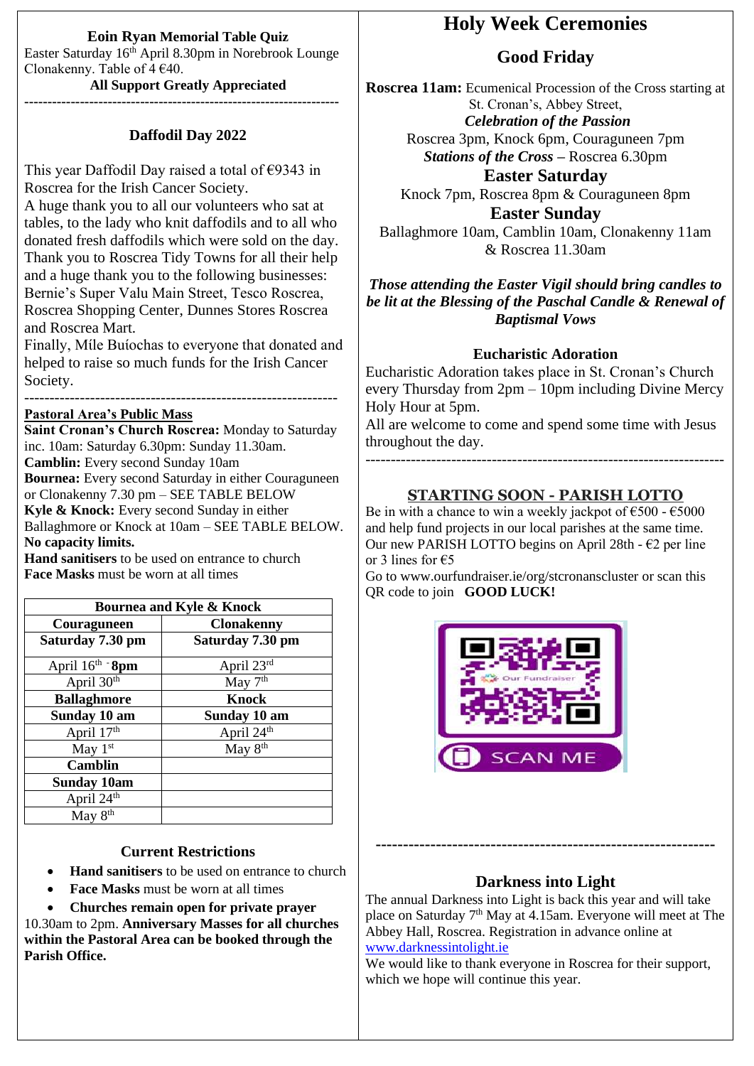**Eoin Ryan Memorial Table Quiz**

Easter Saturday 16th April 8.30pm in Norebrook Lounge Clonakenny. Table of 4 €40.

**All Support Greatly Appreciated**

---

### Daffodil Day 2022

This year Daffodil Day raised a total of €9343 in Roscrea for the Irish Cancer Society.

A huge thank you to all our volunteers who sat at tables, to the lady who knit daffodils and to all who donated fresh daffodils which were sold on the day. Thank you to Roscrea Tidy Towns for all their help and a huge thank you to the following businesses: Bernie's Super Valu Main Street, Tesco Roscrea, Roscrea Shopping Center, Dunnes Stores Roscrea and Roscrea Mart.

Finally, Míle Buíochas to everyone that donated and helped to raise so much funds for the Irish Cancer Society.

---

**Pastoral Area's Public Mass**

**Saint Cronan's Church Roscrea:** Monday to Saturday inc. 10am: Saturday 6.30pm: Sunday 11.30am.

**Camblin:** Every second Sunday 10am

**Bournea:** Every second Saturday in either Couraguneen or Clonakenny 7.30 pm – SEE TABLE BELOW

**Kyle & Knock:** Every second Sunday in either Ballaghmore or Knock at 10am – SEE TABLE BELOW.

**No capacity limits.**

**Hand sanitisers** to be used on entrance to church

**Face Masks** must be worn at all times

| Bournea and Kyle & Knock | |
|---|---|
| **Couraguneen** | **Clonakenny** |
| **Saturday 7.30 pm** | **Saturday 7.30 pm** |
| April 16th - **8pm** | April 23rd |
| April 30th | May 7th |
| **Ballaghmore** | **Knock** |
| **Sunday 10 am** | **Sunday 10 am** |
| April 17th | April 24th |
| May 1st | May 8th |
| **Camblin** | |
| **Sunday 10am** | |
| April 24th | |
| May 8th | |

### Current Restrictions

- **Hand sanitisers** to be used on entrance to church
- **Face Masks** must be worn at all times
- **Churches remain open for private prayer**

10.30am to 2pm. **Anniversary Masses for all churches within the Pastoral Area can be booked through the Parish Office.**

# Holy Week Ceremonies

## Good Friday

**Roscrea 11am:** Ecumenical Procession of the Cross starting at St. Cronan's, Abbey Street,

***Celebration of the Passion***

Roscrea 3pm, Knock 6pm, Couraguneen 7pm

***Stations of the Cross*** – Roscrea 6.30pm

## Easter Saturday

Knock 7pm, Roscrea 8pm & Couraguneen 8pm

## Easter Sunday

Ballaghmore 10am, Camblin 10am, Clonakenny 11am & Roscrea 11.30am

***Those attending the Easter Vigil should bring candles to be lit at the Blessing of the Paschal Candle & Renewal of Baptismal Vows***

### Eucharistic Adoration

Eucharistic Adoration takes place in St. Cronan's Church every Thursday from 2pm – 10pm including Divine Mercy Holy Hour at 5pm.

All are welcome to come and spend some time with Jesus throughout the day.

---

### STARTING SOON - PARISH LOTTO

Be in with a chance to win a weekly jackpot of €500 - €5000 and help fund projects in our local parishes at the same time. Our new PARISH LOTTO begins on April 28th - €2 per line or 3 lines for €5

Go to www.ourfundraiser.ie/org/stcronanscluster or scan this QR code to join **GOOD LUCK!**

---

### Darkness into Light

The annual Darkness into Light is back this year and will take place on Saturday 7th May at 4.15am. Everyone will meet at The Abbey Hall, Roscrea. Registration in advance online at www.darknessintolight.ie

We would like to thank everyone in Roscrea for their support, which we hope will continue this year.